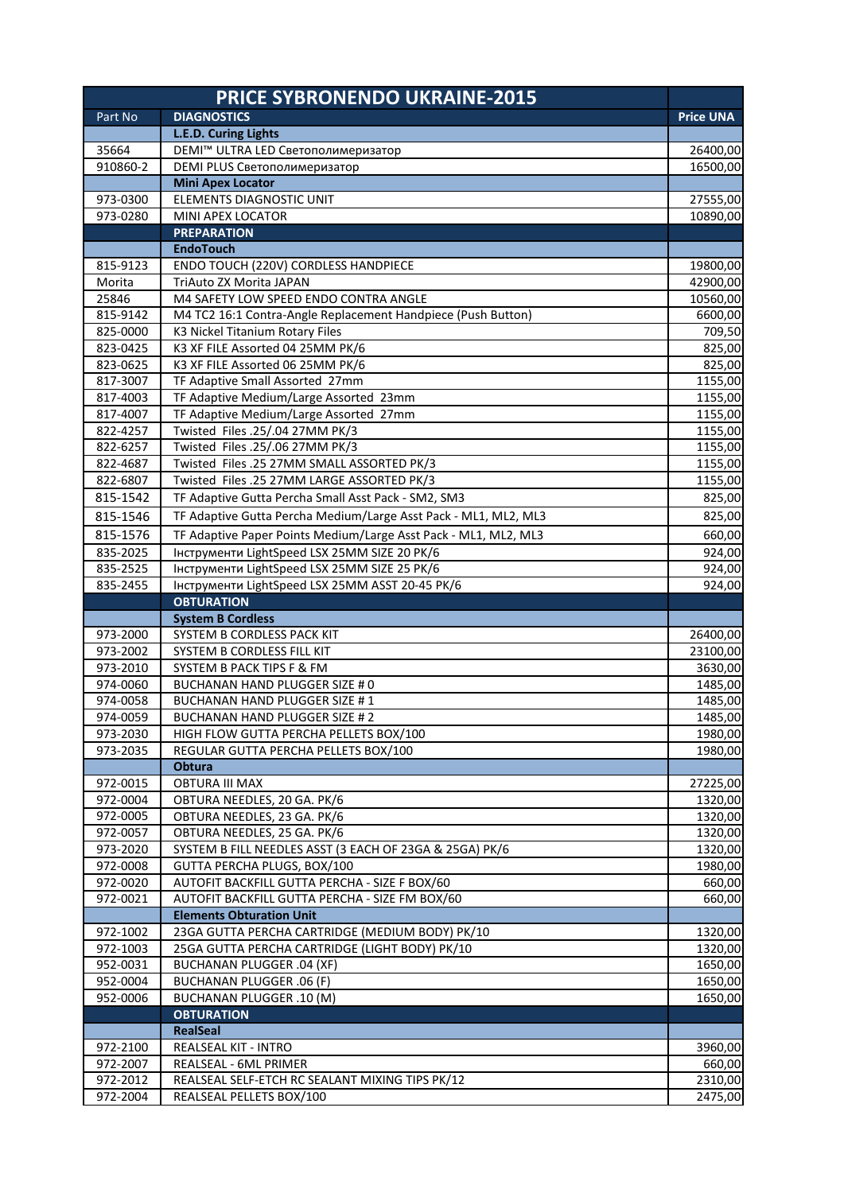| PRICE SYBRONENDO UKRAINE-2015 | | |
|---|---|---|
| Part No | DIAGNOSTICS | Price UNA |
| | **L.E.D. Curing Lights** | |
| 35664 | DEMI™ ULTRA LED Светополимеризатор | 26400,00 |
| 910860-2 | DEMI PLUS Светополимеризатор | 16500,00 |
| | **Mini Apex Locator** | |
| 973-0300 | ELEMENTS DIAGNOSTIC UNIT | 27555,00 |
| 973-0280 | MINI APEX LOCATOR | 10890,00 |
| | **PREPARATION** | |
| | **EndoTouch** | |
| 815-9123 | ENDO TOUCH (220V) CORDLESS HANDPIECE | 19800,00 |
| Morita | TriAuto ZX Morita JAPAN | 42900,00 |
| 25846 | M4 SAFETY LOW SPEED ENDO CONTRA ANGLE | 10560,00 |
| 815-9142 | M4 TC2 16:1 Contra-Angle Replacement Handpiece (Push Button) | 6600,00 |
| 825-0000 | K3 Nickel Titanium Rotary Files | 709,50 |
| 823-0425 | K3 XF FILE Assorted 04 25MM PK/6 | 825,00 |
| 823-0625 | K3 XF FILE Assorted 06 25MM PK/6 | 825,00 |
| 817-3007 | TF Adaptive Small Assorted 27mm | 1155,00 |
| 817-4003 | TF Adaptive Medium/Large Assorted 23mm | 1155,00 |
| 817-4007 | TF Adaptive Medium/Large Assorted 27mm | 1155,00 |
| 822-4257 | Twisted Files .25/.04 27MM PK/3 | 1155,00 |
| 822-6257 | Twisted Files .25/.06 27MM PK/3 | 1155,00 |
| 822-4687 | Twisted Files .25 27MM SMALL ASSORTED PK/3 | 1155,00 |
| 822-6807 | Twisted Files .25 27MM LARGE ASSORTED PK/3 | 1155,00 |
| 815-1542 | TF Adaptive Gutta Percha Small Asst Pack - SM2, SM3 | 825,00 |
| 815-1546 | TF Adaptive Gutta Percha Medium/Large Asst Pack - ML1, ML2, ML3 | 825,00 |
| 815-1576 | TF Adaptive Paper Points Medium/Large Asst Pack - ML1, ML2, ML3 | 660,00 |
| 835-2025 | Інструменти LightSpeed LSX 25MM SIZE 20 PK/6 | 924,00 |
| 835-2525 | Інструменти LightSpeed LSX 25MM SIZE 25 PK/6 | 924,00 |
| 835-2455 | Інструменти LightSpeed LSX 25MM ASST 20-45 PK/6 | 924,00 |
| | **OBTURATION** | |
| | **System B Cordless** | |
| 973-2000 | SYSTEM B CORDLESS PACK KIT | 26400,00 |
| 973-2002 | SYSTEM B CORDLESS FILL KIT | 23100,00 |
| 973-2010 | SYSTEM B PACK TIPS F & FM | 3630,00 |
| 974-0060 | BUCHANAN HAND PLUGGER SIZE # 0 | 1485,00 |
| 974-0058 | BUCHANAN HAND PLUGGER SIZE # 1 | 1485,00 |
| 974-0059 | BUCHANAN HAND PLUGGER SIZE # 2 | 1485,00 |
| 973-2030 | HIGH FLOW GUTTA PERCHA PELLETS BOX/100 | 1980,00 |
| 973-2035 | REGULAR GUTTA PERCHA PELLETS BOX/100 | 1980,00 |
| | **Obtura** | |
| 972-0015 | OBTURA III MAX | 27225,00 |
| 972-0004 | OBTURA NEEDLES, 20 GA. PK/6 | 1320,00 |
| 972-0005 | OBTURA NEEDLES, 23 GA. PK/6 | 1320,00 |
| 972-0057 | OBTURA NEEDLES, 25 GA. PK/6 | 1320,00 |
| 973-2020 | SYSTEM B FILL NEEDLES ASST (3 EACH OF 23GA & 25GA) PK/6 | 1320,00 |
| 972-0008 | GUTTA PERCHA PLUGS, BOX/100 | 1980,00 |
| 972-0020 | AUTOFIT BACKFILL GUTTA PERCHA - SIZE F BOX/60 | 660,00 |
| 972-0021 | AUTOFIT BACKFILL GUTTA PERCHA - SIZE FM BOX/60 | 660,00 |
| | **Elements Obturation Unit** | |
| 972-1002 | 23GA GUTTA PERCHA CARTRIDGE (MEDIUM BODY) PK/10 | 1320,00 |
| 972-1003 | 25GA GUTTA PERCHA CARTRIDGE (LIGHT BODY) PK/10 | 1320,00 |
| 952-0031 | BUCHANAN PLUGGER .04 (XF) | 1650,00 |
| 952-0004 | BUCHANAN PLUGGER .06 (F) | 1650,00 |
| 952-0006 | BUCHANAN PLUGGER .10 (M) | 1650,00 |
| | **OBTURATION** | |
| | **RealSeal** | |
| 972-2100 | REALSEAL KIT - INTRO | 3960,00 |
| 972-2007 | REALSEAL - 6ML PRIMER | 660,00 |
| 972-2012 | REALSEAL SELF-ETCH RC SEALANT MIXING TIPS PK/12 | 2310,00 |
| 972-2004 | REALSEAL PELLETS BOX/100 | 2475,00 |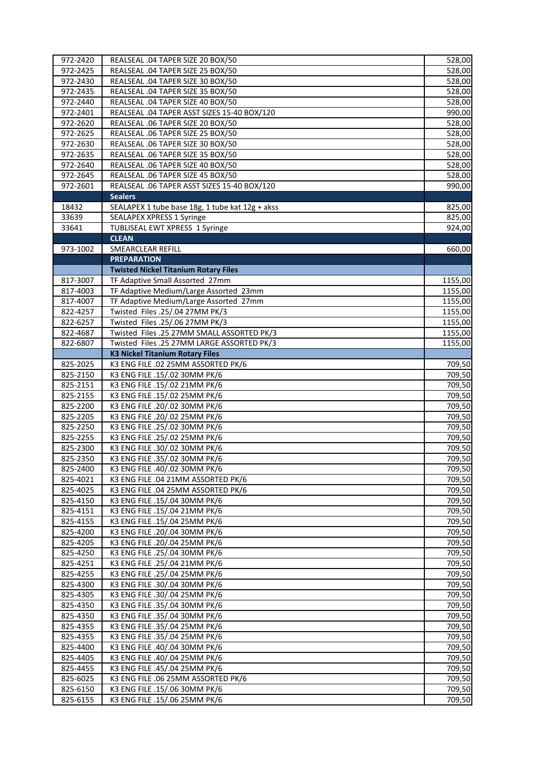| | | |
|---|---|---|
| 972-2420 | REALSEAL .04 TAPER SIZE 20 BOX/50 | 528,00 |
| 972-2425 | REALSEAL .04 TAPER SIZE 25 BOX/50 | 528,00 |
| 972-2430 | REALSEAL .04 TAPER SIZE 30 BOX/50 | 528,00 |
| 972-2435 | REALSEAL .04 TAPER SIZE 35 BOX/50 | 528,00 |
| 972-2440 | REALSEAL .04 TAPER SIZE 40 BOX/50 | 528,00 |
| 972-2401 | REALSEAL .04 TAPER ASST SIZES 15-40 BOX/120 | 990,00 |
| 972-2620 | REALSEAL .06 TAPER SIZE 20 BOX/50 | 528,00 |
| 972-2625 | REALSEAL .06 TAPER SIZE 25 BOX/50 | 528,00 |
| 972-2630 | REALSEAL .06 TAPER SIZE 30 BOX/50 | 528,00 |
| 972-2635 | REALSEAL .06 TAPER SIZE 35 BOX/50 | 528,00 |
| 972-2640 | REALSEAL .06 TAPER SIZE 40 BOX/50 | 528,00 |
| 972-2645 | REALSEAL .06 TAPER SIZE 45 BOX/50 | 528,00 |
| 972-2601 | REALSEAL .06 TAPER ASST SIZES 15-40 BOX/120 | 990,00 |
| | **Sealers** | |
| 18432 | SEALAPEX 1 tube base 18g, 1 tube kat 12g + akss | 825,00 |
| 33639 | SEALAPEX XPRESS 1 Syringe | 825,00 |
| 33641 | TUBLISEAL EWT XPRESS 1 Syringe | 924,00 |
| | **CLEAN** | |
| 973-1002 | SMEARCLEAR REFILL | 660,00 |
| | **PREPARATION** | |
| | **Twisted Nickel Titanium Rotary Files** | |
| 817-3007 | TF Adaptive Small Assorted 27mm | 1155,00 |
| 817-4003 | TF Adaptive Medium/Large Assorted 23mm | 1155,00 |
| 817-4007 | TF Adaptive Medium/Large Assorted 27mm | 1155,00 |
| 822-4257 | Twisted Files .25/.04 27MM PK/3 | 1155,00 |
| 822-6257 | Twisted Files .25/.06 27MM PK/3 | 1155,00 |
| 822-4687 | Twisted Files .25 27MM SMALL ASSORTED PK/3 | 1155,00 |
| 822-6807 | Twisted Files .25 27MM LARGE ASSORTED PK/3 | 1155,00 |
| | **K3 Nickel Titanium Rotary Files** | |
| 825-2025 | K3 ENG FILE .02 25MM ASSORTED PK/6 | 709,50 |
| 825-2150 | K3 ENG FILE .15/.02 30MM PK/6 | 709,50 |
| 825-2151 | K3 ENG FILE .15/.02 21MM PK/6 | 709,50 |
| 825-2155 | K3 ENG FILE .15/.02 25MM PK/6 | 709,50 |
| 825-2200 | K3 ENG FILE .20/.02 30MM PK/6 | 709,50 |
| 825-2205 | K3 ENG FILE .20/.02 25MM PK/6 | 709,50 |
| 825-2250 | K3 ENG FILE .25/.02 30MM PK/6 | 709,50 |
| 825-2255 | K3 ENG FILE .25/.02 25MM PK/6 | 709,50 |
| 825-2300 | K3 ENG FILE .30/.02 30MM PK/6 | 709,50 |
| 825-2350 | K3 ENG FILE .35/.02 30MM PK/6 | 709,50 |
| 825-2400 | K3 ENG FILE .40/.02 30MM PK/6 | 709,50 |
| 825-4021 | K3 ENG FILE .04 21MM ASSORTED PK/6 | 709,50 |
| 825-4025 | K3 ENG FILE .04 25MM ASSORTED PK/6 | 709,50 |
| 825-4150 | K3 ENG FILE .15/.04 30MM PK/6 | 709,50 |
| 825-4151 | K3 ENG FILE .15/.04 21MM PK/6 | 709,50 |
| 825-4155 | K3 ENG FILE .15/.04 25MM PK/6 | 709,50 |
| 825-4200 | K3 ENG FILE .20/.04 30MM PK/6 | 709,50 |
| 825-4205 | K3 ENG FILE .20/.04 25MM PK/6 | 709,50 |
| 825-4250 | K3 ENG FILE .25/.04 30MM PK/6 | 709,50 |
| 825-4251 | K3 ENG FILE .25/.04 21MM PK/6 | 709,50 |
| 825-4255 | K3 ENG FILE .25/.04 25MM PK/6 | 709,50 |
| 825-4300 | K3 ENG FILE .30/.04 30MM PK/6 | 709,50 |
| 825-4305 | K3 ENG FILE .30/.04 25MM PK/6 | 709,50 |
| 825-4350 | K3 ENG FILE .35/.04 30MM PK/6 | 709,50 |
| 825-4350 | K3 ENG FILE .35/.04 30MM PK/6 | 709,50 |
| 825-4355 | K3 ENG FILE .35/.04 25MM PK/6 | 709,50 |
| 825-4355 | K3 ENG FILE .35/.04 25MM PK/6 | 709,50 |
| 825-4400 | K3 ENG FILE .40/.04 30MM PK/6 | 709,50 |
| 825-4405 | K3 ENG FILE .40/.04 25MM PK/6 | 709,50 |
| 825-4455 | K3 ENG FILE .45/.04 25MM PK/6 | 709,50 |
| 825-6025 | K3 ENG FILE .06 25MM ASSORTED PK/6 | 709,50 |
| 825-6150 | K3 ENG FILE .15/.06 30MM PK/6 | 709,50 |
| 825-6155 | K3 ENG FILE .15/.06 25MM PK/6 | 709,50 |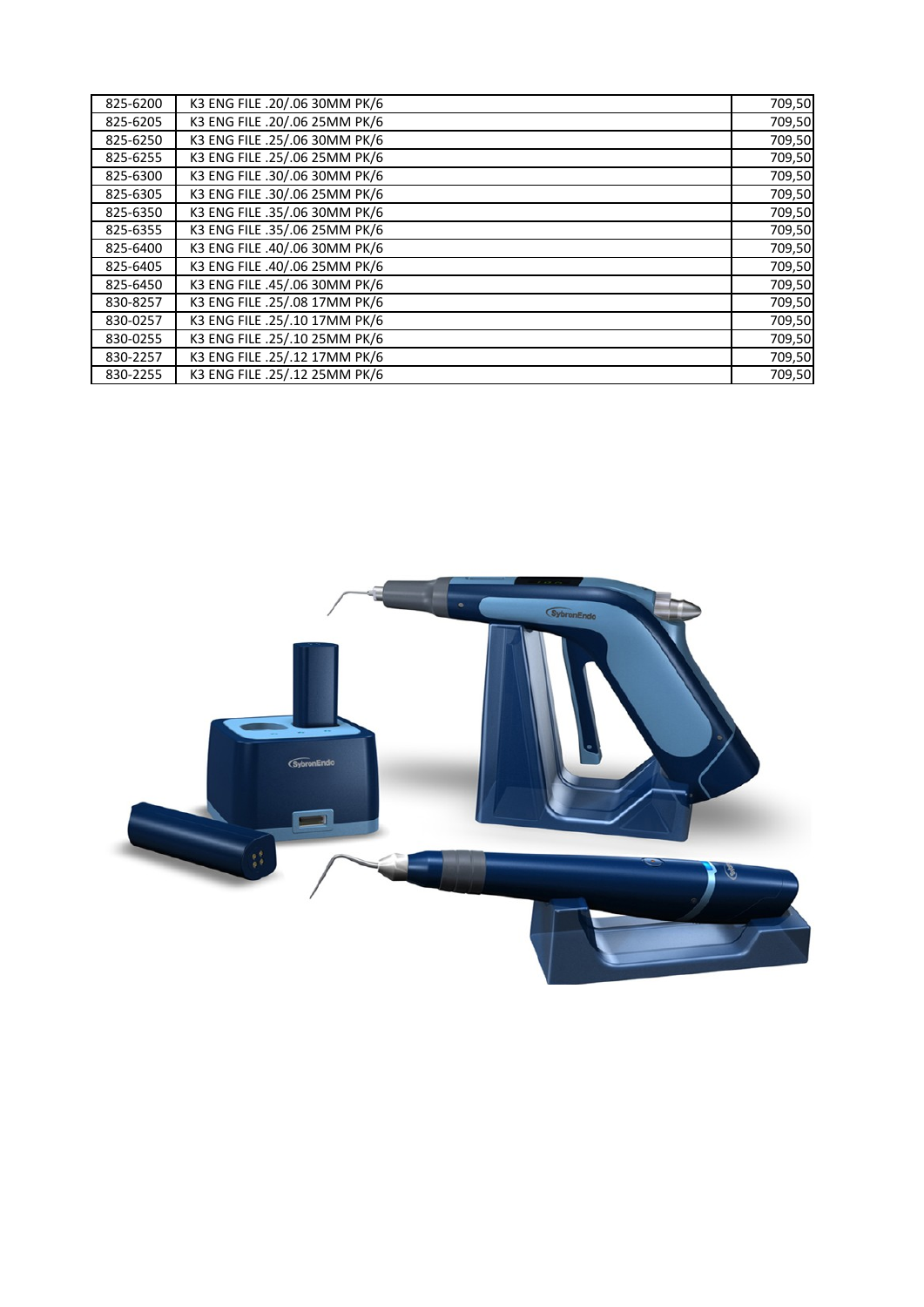| | | |
|---|---|---|
| 825-6200 | K3 ENG FILE .20/.06 30MM PK/6 | 709,50 |
| 825-6205 | K3 ENG FILE .20/.06 25MM PK/6 | 709,50 |
| 825-6250 | K3 ENG FILE .25/.06 30MM PK/6 | 709,50 |
| 825-6255 | K3 ENG FILE .25/.06 25MM PK/6 | 709,50 |
| 825-6300 | K3 ENG FILE .30/.06 30MM PK/6 | 709,50 |
| 825-6305 | K3 ENG FILE .30/.06 25MM PK/6 | 709,50 |
| 825-6350 | K3 ENG FILE .35/.06 30MM PK/6 | 709,50 |
| 825-6355 | K3 ENG FILE .35/.06 25MM PK/6 | 709,50 |
| 825-6400 | K3 ENG FILE .40/.06 30MM PK/6 | 709,50 |
| 825-6405 | K3 ENG FILE .40/.06 25MM PK/6 | 709,50 |
| 825-6450 | K3 ENG FILE .45/.06 30MM PK/6 | 709,50 |
| 830-8257 | K3 ENG FILE .25/.08 17MM PK/6 | 709,50 |
| 830-0257 | K3 ENG FILE .25/.10 17MM PK/6 | 709,50 |
| 830-0255 | K3 ENG FILE .25/.10 25MM PK/6 | 709,50 |
| 830-2257 | K3 ENG FILE .25/.12 17MM PK/6 | 709,50 |
| 830-2255 | K3 ENG FILE .25/.12 25MM PK/6 | 709,50 |